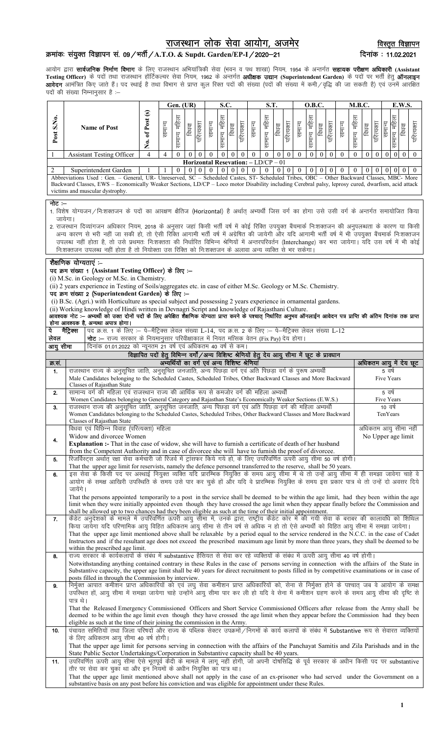# राजस्थान लोक सेवा आयोग, अजमेर

**विस्तृत विज्ञापन**

**क्रमांकः संयुक्त विज्ञापन सं. 09/भर्ती/A.T.O. & Supdt. Garden/EP-I/2020–21**

**दिनांक : 11.02.2021**

आयोग द्वारा **सार्वजनिक निर्माण विभाग** के लिए राजस्थान अभियांत्रिकी सेवा (भवन व पथ शाखा) नियम, 1954 के अन्तर्गत **सहायक परीक्षण अधिकारी (Assistant Testing Officer)** के पदों तथा राजस्थान हॉर्टिकल्चर सेवा नियम, 1962 के अन्तर्गत **अधीक्षक उद्यान (Superintendent Garden)** के पदों पर भर्ती हेतु **ऑनलाइन आवेदन** आमंत्रित किए जाते हैं। पद स्थाई है तथा विभाग से प्राप्त कुल रिक्त पदों की संख्या (पदों की संख्या में कमी/वृद्धि की जा सकती है) एवं उनमें आरक्षित पदों की संख्या निम्नानुसार है :–

| Post S.No. | Name of Post | No. of Post (s) | Gen. (UR) | | | | S.C. | | | | S.T. | | | | O.B.C. | | | | M.B.C. | | | | E.W.S. | | | |
|---|---|---|---|---|---|---|---|---|---|---|---|---|---|---|---|---|---|---|---|---|---|---|---|---|---|---|
| | | | सामान्य | सामान्य महिला | विधवा | परित्यक्ता | सामान्य | सामान्य महिला | विधवा | परित्यक्ता | सामान्य | सामान्य महिला | विधवा | परित्यक्ता | सामान्य | सामान्य महिला | विधवा | परित्यक्ता | सामान्य | सामान्य महिला | विधवा | परित्यक्ता | सामान्य | सामान्य महिला | विधवा | परित्यक्ता |
| 1 | Assistant Testing Officer | 4 | 4 | 0 | 0 | 0 | 0 | 0 | 0 | 0 | 0 | 0 | 0 | 0 | 0 | 0 | 0 | 0 | 0 | 0 | 0 | 0 | 0 | 0 | 0 | 0 |
| | **Horizontal Resevation: – LD/CP – 01** | | | | | | | | | | | | | | | | | | | | | | | | | |
| 2 | Superintendent Garden | 1 | 1 | 0 | 0 | 0 | 0 | 0 | 0 | 0 | 0 | 0 | 0 | 0 | 0 | 0 | 0 | 0 | 0 | 0 | 0 | 0 | 0 | 0 | 0 | 0 |

Abbreviations Used : Gen. – General, UR- Unreserved, SC – Scheduled Castes, ST- Scheduled Tribes, OBC – Other Backward Classes, MBC- More Backward Classes, EWS – Economically Weaker Sections, LD/CP – Loco motor Disability including Cerebral palsy, leprosy cured, dwarfism, acid attack victims and muscular dystrophy.

**नोट :–**

1. विशेष योग्यजन/निःशक्तजन के पदों का आरक्षण क्षैतिज (Horizontal) है अर्थात् अभ्यर्थी जिस वर्ग का होगा उसे उसी वर्ग के अन्तर्गत समायोजित किया जायेगा।
2. राजस्थान दिव्यांगजन अधिकार नियम, 2018 के अनुसार जहां किसी भर्ती वर्ष में कोई रिक्ति उपयुक्त बैंचमार्क निःशक्तजन की अनुपलब्धता के कारण या किसी अन्य कारण से भरी नहीं जा सकी हो, तो ऐसी रिक्ति आगामी भर्ती वर्ष में अग्रेषित की जायेगी और यदि आगामी भर्ती वर्ष में भी उपयुक्त बैंचमार्क निःशक्तजन उपलब्ध नहीं होता है, तो उसे प्रथमतः निःशक्तता की निर्धारित विभिन्न श्रेणियों में अन्तरपरिवर्तन (Interchange) कर भरा जायेगा। यदि उस वर्ष में भी कोई निःशक्तजन उपलब्ध नहीं होता है तो नियोक्ता उस रिक्ति को निःशक्तजन के अलावा अन्य व्यक्ति से भर सकेगा।

**शैक्षणिक योग्यताएं :–**

**पद क्रम संख्या 1 (Assistant Testing Officer) के लिए :–**

(i) M.Sc. in Geology or M.Sc. in Chemistry.

(ii) 2 years experience in Testing of Soils/aggregates etc. in case of either M.Sc. Geology or M.Sc. Chemistry.

**पद क्रम संख्या 2 (Superintendent Garden) के लिए :–**

(i) B.Sc. (Agri.) with Horticulture as special subject and possessing 2 years experience in ornamental gardens.

(ii) Working knowledge of Hindi written in Devnagri Script and knowledge of Rajasthani Culture.

**आवश्यक नोट :– अभ्यर्थी को उक्त दोनों पदों के लिए अपेक्षित शैक्षणिक योग्यता प्राप्त करने के पश्चात् निर्धारित अनुभव ऑनलाईन आवेदन पत्र प्राप्ति की अंतिम दिनांक तक प्राप्त होना आवश्यक है, अन्यथा अपात्र होगा।**

| | |
|---|---|
| **पे मैट्रिक्स लेवल** | पद क्र.स. 1 के लिए :– पे–मैट्रिक्स लेवल संख्या L-14, पद क्र.स. 2 के लिए :– पे–मैट्रिक्स लेवल संख्या L-12<br>**नोट :–** राज्य सरकार के नियमानुसार परिवीक्षाकाल में नियत मासिक वेतन (Fix Pay) देय होगा। |
| **आयु सीमा** | दिनांक 01.01.2022 को न्यूनतम 21 वर्ष एवं अधिकतम 40 वर्ष से कम। |

**विज्ञापित पदों हेतु विभिन्न वर्गों/अन्य विशिष्ट श्रेणियों हेतु देय आयु सीमा में छूट के प्रावधान**

| क्र.सं. | अभ्यर्थियों का वर्ग एवं अन्य विशिष्ट श्रेणियां | अधिकतम आयु में देय छूट |
|---|---|---|
| 1. | राजस्थान राज्य के अनुसूचित जाति, अनुसूचित जनजाति, अन्य पिछड़ा वर्ग एवं अति पिछड़ा वर्ग के पुरूष अभ्यर्थी<br>Male Candidates belonging to the Scheduled Castes, Scheduled Tribes, Other Backward Classes and More Backward Classes of Rajasthan State | 5 वर्ष<br>Five Years |
| 2. | सामान्य वर्ग की महिला एवं राजस्थान राज्य की आर्थिक रूप से कमजोर वर्ग की महिला अभ्यर्थी<br>Women Candidates belonging to General Category and Rajasthan State's Economically Weaker Sections (E.W.S.) | 5 वर्ष<br>Five Years |
| 3. | राजस्थान राज्य की अनुसूचित जाति, अनुसूचित जनजाति, अन्य पिछड़ा वर्ग एवं अति पिछड़ा वर्ग की महिला अभ्यर्थी<br>Women Candidates belonging to the Scheduled Castes, Scheduled Tribes, Other Backward Classes and More Backward Classes of Rajasthan State | 10 वर्ष<br>TenYears |
| 4. | विधवा एवं विछिन्न विवाह (परित्यक्ता) महिला<br>Widow and divorcee Women<br>**Explanation :-** That in the case of widow, she will have to furnish a certificate of death of her husband from the Competent Authority and in case of divorcee she will have to furnish the proof of divorcee. | अधिकतम आयु सीमा नहीं<br>No Upper age limit |
| 5. | रिजर्विस्ट्स अर्थात् रक्षा सेवा कर्मचारी जो रिजर्व में ट्रांसफर किये गये हो, के लिए उपरिवर्णित ऊपरी आयु सीमा 50 वर्ष होगी।<br>That the upper age limit for reservists, namely the defence personnel transferred to the reserve, shall be 50 years. | |
| 6. | इस सेवा के किसी पद पर अस्थाई नियुक्त व्यक्ति यदि प्रारम्भिक नियुक्ति के समय आयु सीमा में थे तो उन्हें आयु सीमा में ही समझा जावेगा चाहे वे आयोग के समक्ष आखिरी उपस्थिति के समय उसे पार कर चुके हों और यदि वे प्रारम्भिक नियुक्ति के समय इस प्रकार पात्र थे तो उन्हें दो अवसर दिये जायेंगे।<br>That the persons appointed temporarily to a post in the service shall be deemed to be within the age limit, had they been within the age limit when they were initially appointed even though they have crossed the age limit when they appear finally before the Commission and shall be allowed up to two chances had they been eligible as such at the time of their initial appointment. | |
| 7. | कैडेट अनुदेशकों के मामले में उपरिवर्णित ऊपरी आयु सीमा में, उनके द्वारा, राष्ट्रीय कैडेट कोर में की गयी सेवा के बराबर की कालावधि को शिथिल किया जायेगा यदि परिणामिक आयु विहित अधिकतम आयु सीमा से तीन वर्ष से अधिक न हो तो ऐसे अभ्यर्थी को विहित आयु सीमा में समझा जायेगा।<br>That the upper age limit mentioned above shall be relaxable by a period equal to the service rendered in the N.C.C. in the case of Cadet Instructors and if the resultant age does not exceed the prescribed maximum age limit by more than three years, they shall be deemed to be within the prescribed age limit. | |
| 8. | राज्य सरकार के कार्यकलापों के संबंध में substantive हैसियत से सेवा कर रहे व्यक्तियों के संबंध में ऊपरी आयु सीमा 40 वर्ष होगी।<br>Notwithstanding anything contained contrary in these Rules in the case of persons serving in connection with the affairs of the State in Substantive capacity, the upper age limit shall be 40 years for direct recruitment to posts filled in by competitive examinations or in case of posts filled in through the Commission by interview. | |
| 9. | निर्मुक्त आपात कमीशन प्राप्त अधिकारियों को एवं लघु सेवा कमीशन प्राप्त अधिकारियों को, सेना से निर्मुक्त होने के पश्चात् जब वे आयोग के समक्ष उपस्थित हों, आयु सीमा में समझा जायेगा चाहे उन्होंने आयु सीमा पार कर ली हो यदि वे सेना में कमीशन ग्रहण करने के समय आयु सीमा की दृष्टि से पात्र थे।<br>That the Released Emergency Commissioned Officers and Short Service Commissioned Officers after release from the Army shall be deemed to be within the age limit even though they have crossed the age limit when they appear before the Commission had they been eligible as such at the time of their joining the commission in the Army. | |
| 10. | पंचायत समितियों तथा जिला परिषदों और राज्य के पब्लिक सेक्टर उपक्रमों/निगमों के कार्य कलापों के संबंध में Substantive रूप से सेवारत व्यक्तियों के लिए अधिकतम आयु सीमा 40 वर्ष होगी।<br>That the upper age limit for persons serving in connection with the affairs of the Panchayat Samitis and Zila Parishads and in the State Public Sector Undertakings/Corporation in Substantive capacity shall be 40 years. | |
| 11. | उपरिवर्णित ऊपरी आयु सीमा ऐसे भूतपूर्व कैदी के मामले में लागू नहीं होगी, जो अपनी दोषसिद्धि के पूर्व सरकार के अधीन किसी पद पर substantive तौर पर सेवा कर चुका था और इन नियमों के अधीन नियुक्ति का पात्र था।<br>That the upper age limit mentioned above shall not apply in the case of an ex-prisoner who had served under the Government on a substantive basis on any post before his conviction and was eligible for appointment under these Rules. | |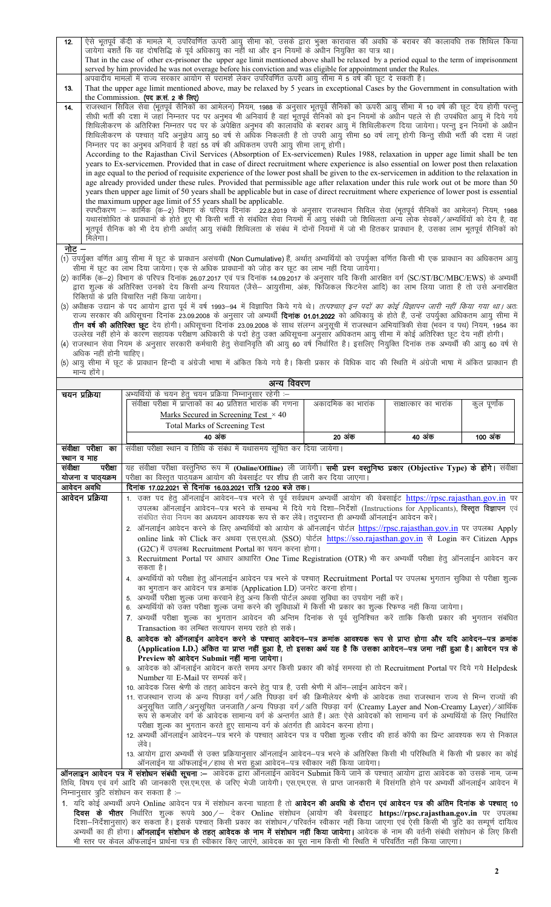| | |
|---|---|
| 12. | ऐसे भूतपूर्व कैदी के मामले में, उपरिवर्णित ऊपरी आयु सीमा को, उसके द्वारा भुक्त कारावास की अवधि के बराबर की कालावधि तक शिथिल किया जायेगा बशर्ते कि वह दोषसिद्धि के पूर्व अधिकायु का नहीं था और इन नियमों के अधीन नियुक्ति का पात्र था।<br>That in the case of other ex-prisoner the upper age limit mentioned above shall be relaxed by a period equal to the term of imprisonment served by him provided he was not overage before his conviction and was eligible for appointment under the Rules. |
| 13. | अपवादीय मामलों में राज्य सरकार आयोग से परामर्श लेकर उपरिवर्णित ऊपरी आयु सीमा में 5 वर्ष की छूट दे सकती है।<br>That the upper age limit mentioned above, may be relaxed by 5 years in exceptional Cases by the Government in consultation with the Commission. **(पद क्र.सं. 2 के लिए)** |
| 14. | राजस्थान सिविल सेवा (भूतपूर्व सैनिकों का आमेलन) नियम, 1988 के अनुसार भूतपूर्व सैनिकों को ऊपरी आयु सीमा में 10 वर्ष की छूट देय होगी परन्तु सीधी भर्ती की दशा में जहां निम्नतर पद पर अनुभव भी अनिवार्य है वहां भूतपूर्व सैनिकों को इन नियमों के अधीन पहले से ही उपबंधित आयु में दिये गये शिथिलीकरण के अतिरिक्त निम्नतर पद पर के अपेक्षित अनुभव की कालावधि के बराबर आयु में शिथिलीकरण दिया जायेगा। परन्तु इन नियमों के अधीन शिथिलीकरण के पश्चात् यदि अनुज्ञेय आयु 50 वर्ष से अधिक निकलती है तो उपरी आयु सीमा 50 वर्ष लागू होगी किन्तु सीधी भर्ती की दशा में जहां निम्नतर पद का अनुभव अनिवार्य है वहां 55 वर्ष की अधिकतम उपरी आयु सीमा लागू होगी।<br>According to the Rajasthan Civil Services (Absorption of Ex-servicemen) Rules 1988, relaxation in upper age limit shall be ten years to Ex-servicemen. Provided that in case of direct recruitment where experience is also essential on lower post then relaxation in age equal to the period of requisite experience of the lower post shall be given to the ex-servicemen in addition to the relaxation in age already provided under these rules. Provided that permissible age after relaxation under this rule work out to be more than 50 years then upper age limit of 50 years shall be applicable but in case of direct recruitment where experience of lower post is essential the maximum upper age limit of 55 years shall be applicable.<br>स्पष्टीकरण :– कार्मिक (क–2) विभाग के परिपत्र दिनांक 22.8.2019 के अनुसार राजस्थान सिविल सेवा (भूतपूर्व सैनिकों का आमेलन) नियम, 1988 यथासंशोधित के प्रावधानों के होते हुए भी किसी भर्ती से संबंधित सेवा नियमों में आयु संबंधी जो शिथिलता अन्य लोक सेवकों/अभ्यर्थियों को देय है, वह भूतपूर्व सैनिक को भी देय होगी अर्थात् आयु संबंधी शिथिलता के संबंध में दोनों नियमों में जो भी हितकर प्रावधान है, उसका लाभ भूतपूर्व सैनिकों को मिलेगा। |

**नोट –**

(1) उपर्युक्त वर्णित आयु सीमा में छूट के प्रावधान असंचयी (Non Cumulative) हैं, अर्थात् अभ्यर्थियों को उपर्युक्त वर्णित किसी भी एक प्रावधान का अधिकतम आयु सीमा में छूट का लाभ दिया जायेगा। एक से अधिक प्रावधानों को जोड़ कर छूट का लाभ नहीं दिया जायेगा।

(2) कार्मिक (क–2) विभाग के परिपत्र दिनांक 26.07.2017 एवं पत्र दिनांक 14.09.2017 के अनुसार यदि किसी आरक्षित वर्ग (SC/ST/BC/MBC/EWS) के अभ्यर्थी द्वारा शुल्क के अतिरिक्त उनको देय किसी अन्य रियायत (जैसे– आयुसीमा, अंक, फिजिकल फिटनेस आदि) का लाभ लिया जाता है तो उसे अनारक्षित रिक्तियों के प्रति विचारित नहीं किया जायेगा।

(3) अधीक्षक उद्यान के पद आयोग द्वारा पूर्व में वर्ष 1993–94 में विज्ञापित किये गये थे। *तत्पश्चात् इन पदों का कोई विज्ञापन जारी नहीं किया गया था।* अतः राज्य सरकार की अधिसूचना दिनांक 23.09.2008 के अनुसार जो अभ्यर्थी **दिनांक 01.01.2022** को अधिकायु के होते हैं, उन्हें उपर्युक्त अधिकतम आयु सीमा में **तीन वर्ष की अतिरिक्त छूट** देय होगी। अधिसूचना दिनांक 23.09.2008 के साथ संलग्न अनुसूची में राजस्थान अभियांत्रिकी सेवा (भवन व पथ) नियम, 1954 का उल्लेख नहीं होने के कारण सहायक परीक्षण अधिकारी के पदों हेतु उक्त अधिसूचना अनुसार अधिकतम आयु सीमा में कोई अतिरिक्त छूट देय नहीं होगी।

(4) राजस्थान सेवा नियम के अनुसार सरकारी कर्मचारी हेतु सेवानिवृति की आयु 60 वर्ष निर्धारित है। इसलिए नियुक्ति दिनांक तक अभ्यर्थी की आयु 60 वर्ष से अधिक नहीं होनी चाहिए।

(5) आयु सीमा में छूट के प्रावधान हिन्दी व अंग्रेजी भाषा में अंकित किये गये है। किसी प्रकार के विधिक वाद की स्थिति में अंग्रेजी भाषा में अंकित प्रावधान ही मान्य होंगे।

## अन्य विवरण

| | | | | |
|---|---|---|---|---|
| चयन प्रक्रिया | अभ्यर्थियों के चयन हेतु चयन प्रक्रिया निम्नानुसार रहेगी :– | | | |
| | संवीक्षा परीक्षा में प्राप्तांकों का 40 प्रतिशत भारांक की गणना<br>$\frac{\text{Marks Secured in Screening Test}}{\text{Total Marks of Screening Test}} \times 40$ | अकादमिक का भारांक | साक्षात्कार का भारांक | कुल पूर्णांक |
| | 40 अंक | 20 अंक | 40 अंक | 100 अंक |
| संवीक्षा परीक्षा का स्थान व माह | संवीक्षा परीक्षा स्थान व तिथि के संबंध में यथासमय सूचित कर दिया जायेगा। | | | |
| संवीक्षा परीक्षा योजना व पाठ्यक्रम | यह संवीक्षा परीक्षा वस्तुनिष्ठ रूप में **(Online/Offline)** ली जायेगी। **सभी प्रश्न वस्तुनिष्ठ प्रकार (Objective Type) के होंगे।** संवीक्षा परीक्षा का विस्तृत पाठ्यक्रम आयोग की वेबसाईट पर शीघ्र ही जारी कर दिया जाएगा। | | | |
| आवेदन अवधि | **दिनांक 17.02.2021 से दिनांक 16.03.2021 रात्रि 12:00 बजे तक।** | | | |
| आवेदन प्रक्रिया | 1. उक्त पद हेतु ऑनलाईन आवेदन–पत्र भरने से पूर्व सर्वप्रथम अभ्यर्थी आयोग की वेबसाईट https://rpsc.rajasthan.gov.in पर उपलब्ध ऑनलाईन आवेदन–पत्र भरने के सम्बन्ध में दिये गये दिशा–निर्देशों (Instructions for Applicants), **विस्तृत विज्ञापन** एवं संबंधित सेवा नियम का अध्ययन आवश्यक रूप से कर लेवें। तदुपरान्त ही अभ्यर्थी ऑनलाईन आवेदन करें।<br>2. ऑनलाईन आवेदन करने के लिए अभ्यर्थियों को आयोग के ऑनलाईन पोर्टल https://rpsc.rajasthan.gov.in पर उपलब्ध Apply online link को Click कर अथवा एस.एस.ओ. (SSO) पोर्टल https://sso.rajasthan.gov.in से Login कर Citizen Apps (G2C) में उपलब्ध Recruitment Portal का चयन करना होगा।<br>3. Recruitment Portal पर आधार आधारित One Time Registration (OTR) भी कर अभ्यर्थी परीक्षा हेतु ऑनलाईन आवेदन कर सकता है।<br>4. अभ्यर्थियों को परीक्षा हेतु ऑनलाईन आवेदन पत्र भरने के पश्चात् Recruitment Portal पर उपलब्ध भुगतान सुविधा से परीक्षा शुल्क का भुगतान कर आवेदन पत्र क्रमांक (Application I.D) जनरेट करना होगा।<br>5. अभ्यर्थी परीक्षा शुल्क जमा करवाने हेतु अन्य किसी पोर्टल अथवा सुविधा का उपयोग नहीं करें।<br>6. अभ्यर्थियों को उक्त परीक्षा शुल्क जमा करने की सुविधाओं में किसी भी प्रकार का शुल्क रिफण्ड नहीं किया जायेगा।<br>7. अभ्यर्थी परीक्षा शुल्क का भुगतान आवेदन की अन्तिम दिनांक से पूर्व सुनिश्चित करें ताकि किसी प्रकार की भुगतान संबंधित Transaction का लम्बित सत्यापन समय रहते हो सके।<br>**8. आवेदक को ऑनलाईन आवेदन करने के पश्चात् आवेदन–पत्र क्रमांक आवश्यक रूप से प्राप्त होगा और यदि आवेदन–पत्र क्रमांक (Application I.D.) अंकित या प्राप्त नहीं हुआ है, तो इसका अर्थ यह है कि उसका आवेदन–पत्र जमा नहीं हुआ है। आवेदन पत्र के Preview को आवेदन Submit नहीं माना जायेगा।**<br>9. आवेदक को ऑनलाईन आवेदन करते समय अगर किसी प्रकार की कोई समस्या हो तो Recruitment Portal पर दिये गये Helpdesk Number या E-Mail पर सम्पर्क करें।<br>10. आवेदक जिस श्रेणी के तहत् आवेदन करने हेतु पात्र है, उसी श्रेणी में ऑन–लाईन आवेदन करें।<br>11. राजस्थान राज्य के अन्य पिछड़ा वर्ग/अति पिछड़ा वर्ग की क्रीमीलेयर श्रेणी के आवेदक तथा राजस्थान राज्य से भिन्न राज्यों की अनुसूचित जाति/अनुसूचित जनजाति/अन्य पिछड़ा वर्ग/अति पिछड़ा वर्ग (Creamy Layer and Non-Creamy Layer)/आर्थिक रूप से कमजोर वर्ग के आवेदक सामान्य वर्ग के अन्तर्गत आते हैं। अतः ऐसे आवेदकों को सामान्य वर्ग के अभ्यर्थियों के लिए निर्धारित परीक्षा शुल्क का भुगतान करते हुए सामान्य वर्ग के अंतर्गत ही आवेदन करना होगा।<br>12. अभ्यर्थी ऑनलाईन आवेदन–पत्र भरने के पश्चात् आवेदन पत्र व परीक्षा शुल्क रसीद की हार्ड कॉपी का प्रिन्ट आवश्यक रूप से निकाल लेंवे।<br>13. आयोग द्वारा अभ्यर्थी से उक्त प्रक्रियानुसार ऑनलाईन आवेदन–पत्र भरने के अतिरिक्त किसी भी परिस्थिति में किसी भी प्रकार का कोई ऑनलाईन या ऑफलाईन/हाथ से भरा हुआ आवेदन–पत्र स्वीकार नहीं किया जायेगा। | | | |

**ऑनलाइन आवेदन पत्र में संशोधन संबंधी सूचना :–** आवेदक द्वारा ऑनलाईन आवेदन Submit किये जाने के पश्चात् आयोग द्वारा आवेदक को उसके नाम, जन्म तिथि, विषय एवं वर्ग आदि की जानकारी एस.एम.एस. के जरिए भेजी जायेगी। एस.एम.एस. से प्राप्त जानकारी में विसंगति होने पर अभ्यर्थी ऑनलाईन आवेदन में निम्नानुसार त्रुटि संशोधन कर सकता है :–

1. यदि कोई अभ्यर्थी अपने Online आवेदन पत्र में संशोधन करना चाहता है तो **आवेदन की अवधि के दौरान एवं आवेदन पत्र की अंतिम दिनांक के पश्चात् 10 दिवस के भीतर** निर्धारित शुल्क रूपये 300/– देकर Online संशोधन (आयोग की वेबसाइट **https://rpsc.rajasthan.gov.in** पर उपलब्ध दिशा–निर्देशानुसार) कर सकता है। इसके पश्चात् किसी प्रकार का संशोधन/परिवर्तन स्वीकार नहीं किया जाएगा एवं ऐसी किसी भी त्रुटि का सम्पूर्ण दायित्व अभ्यर्थी का ही होगा। **ऑनलाईन संशोधन के तहत् आवेदक के नाम में संशोधन नहीं किया जायेगा।** आवेदक के नाम की वर्तनी संबंधी संशोधन के लिए किसी भी स्तर पर केवल ऑफलाईन प्रार्थना पत्र ही स्वीकार किए जाएंगे, आवेदक का पूरा नाम किसी भी स्थिति में परिवर्तित नहीं किया जाएगा।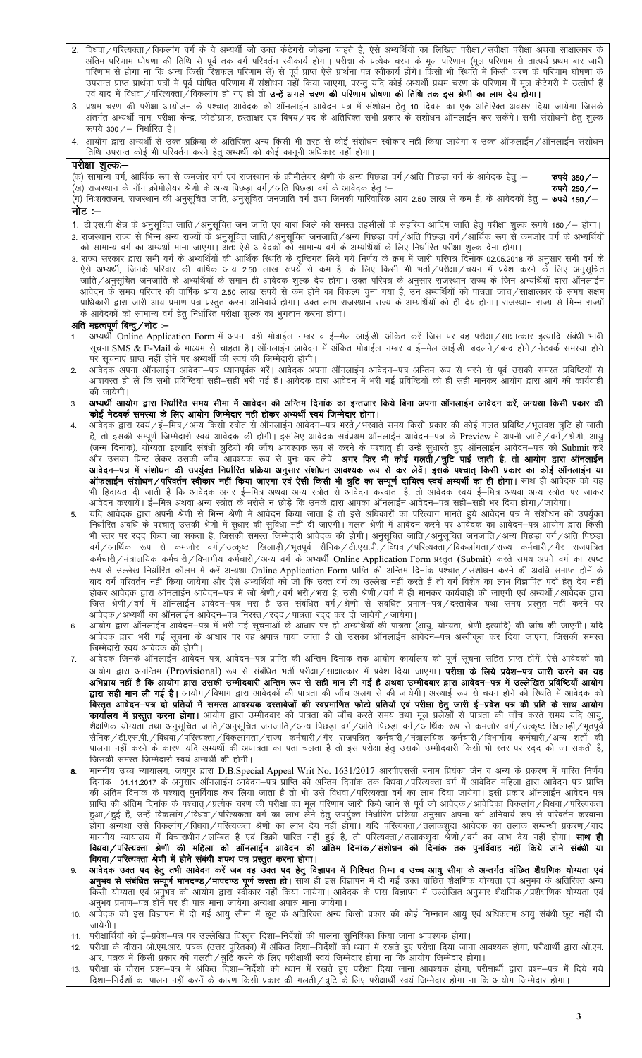2. विधवा/परित्यक्ता/विकलांग वर्ग के वे अभ्यर्थी जो उक्त केटेगरी जोड़ना चाहते है, ऐसे अभ्यर्थियों का लिखित परीक्षा/संवीक्षा परीक्षा अथवा साक्षात्कार के अंतिम परिणाम घोषणा की तिथि से पूर्व तक वर्ग परिवर्तन स्वीकार्य होगा। परीक्षा के प्रत्येक चरण के मूल परिणाम (मूल परिणाम से तात्पर्य प्रथम बार जारी परिणाम से होगा न कि अन्य किसी रिशफल परिणाम से) से पूर्व प्राप्त ऐसे प्रार्थना पत्र स्वीकार्य होंगे। किसी भी स्थिति में किसी चरण के परिणाम घोषणा के उपरान्त प्राप्त प्रार्थना पत्रों में पूर्व घोषित परिणाम में संशोधन नहीं किया जाएगा, परन्तु यदि कोई अभ्यर्थी प्रथम चरण के परिणाम में मूल केटेगरी में उत्तीर्ण हैं एवं बाद में विधवा/परित्यक्ता/विकलांग हो गए हो तो **उन्हें अगले चरण की परिणाम घोषणा की तिथि तक इस श्रेणी का लाभ देय होगा।**
3. प्रथम चरण की परीक्षा आयोजन के पश्चात् आवेदक को ऑनलाईन आवेदन पत्र में संशोधन हेतु 10 दिवस का एक अतिरिक्त अवसर दिया जायेगा जिसके अंतर्गत अभ्यर्थी नाम, परीक्षा केन्द्र, फोटोग्राफ, हस्ताक्षर एवं विषय/पद के अतिरिक्त सभी प्रकार के संशोधन ऑनलाईन कर सकेंगे। सभी संशोधनों हेतु शुल्क रूपये 300/– निर्धारित है।
4. आयोग द्वारा अभ्यर्थी से उक्त प्रक्रिया के अतिरिक्त अन्य किसी भी तरह से कोई संशोधन स्वीकार नहीं किया जायेगा व उक्त ऑफलाइन/ऑनलाईन संशोधन तिथि उपरान्त कोई भी परिवर्तन करने हेतु अभ्यर्थी को कोई कानूनी अधिकार नहीं होगा।

**परीक्षा शुल्कः–**

(क) सामान्य वर्ग, आर्थिक रूप से कमजोर वर्ग एवं राजस्थान के क्रीमीलेयर श्रेणी के अन्य पिछड़ा वर्ग/अति पिछड़ा वर्ग के आवेदक हेतु :– **रूपये 350/–**
(ख) राजस्थान के नॉन क्रीमीलेयर श्रेणी के अन्य पिछड़ा वर्ग/अति पिछड़ा वर्ग के आवेदक हेतु :– **रूपये 250/–**
(ग) निःशक्तजन, राजस्थान की अनुसूचित जाति, अनुसूचित जनजाति वर्ग तथा जिनकी पारिवारिक आय 2.50 लाख से कम है, के आवेदकों हेतु – **रूपये 150/–**

**नोट :–**

1. टी.एस.पी क्षेत्र के अनुसूचित जाति/अनुसूचित जन जाति एवं बारां जिले की समस्त तहसीलों के सहरिया आदिम जाति हेतु परीक्षा शुल्क रूपये 150/– होगा।
2. राजस्थान राज्य से भिन्न अन्य राज्यों के अनुसूचित जाति/अनुसूचित जनजाति/अन्य पिछड़ा वर्ग/अति पिछड़ा वर्ग/आर्थिक रूप से कमजोर वर्ग के अभ्यर्थियों को सामान्य वर्ग का अभ्यर्थी माना जाएगा। अतः ऐसे आवेदकों को सामान्य वर्ग के अभ्यर्थियों के लिए निर्धारित परीक्षा शुल्क देना होगा।
3. राज्य सरकार द्वारा सभी वर्ग के अभ्यर्थियों की आर्थिक स्थिति के दृष्टिगत लिये गये निर्णय के क्रम में जारी परिपत्र दिनांक 02.05.2018 के अनुसार सभी वर्ग के ऐसे अभ्यर्थी, जिनके परिवार की वार्षिक आय 2.50 लाख रूपये से कम है, के लिए किसी भी भर्ती/परीक्षा/चयन में प्रवेश करने के लिए अनुसूचित जाति/अनुसूचित जनजाति के अभ्यर्थियों के समान ही आवेदन शुल्क देय होगा। उक्त परिपत्र के अनुसार राजस्थान राज्य के जिन अभ्यर्थियों द्वारा ऑनलाईन आवेदन के समय परिवार की वार्षिक आय 2.50 लाख रूपये से कम होने का विकल्प चुना गया है, उन अभ्यर्थियों को पात्रता जांच/साक्षात्कार के समय सक्षम प्राधिकारी द्वारा जारी आय प्रमाण पत्र प्रस्तुत करना अनिवार्य होगा। उक्त लाभ राजस्थान राज्य के अभ्यर्थियों को ही देय होगा। राजस्थान राज्य से भिन्न राज्यों के आवेदकों को सामान्य वर्ग हेतु निर्धारित परीक्षा शुल्क का भुगतान करना होगा।

**अति महत्वपूर्ण बिन्दु/नोट :–**

1. अभ्यर्थी Online Application Form में अपना वही मोबाईल नम्बर व ई–मेल आई.डी. अंकित करें जिस पर वह परीक्षा/साक्षात्कार इत्यादि संबंधी भावी सूचना SMS & E-Mail के माध्यम से चाहता है। ऑनलाईन आवेदन में अंकित मोबाईल नम्बर व ई–मेल आई.डी. बदलने/बन्द होने/नेटवर्क समस्या होने पर सूचनाएं प्राप्त नहीं होने पर अभ्यर्थी की स्वयं की जिम्मेदारी होगी।
2. आवेदक अपना ऑनलाईन आवेदन–पत्र ध्यानपूर्वक भरें। आवेदक अपना ऑनलाईन आवेदन–पत्र अन्तिम रूप से भरने से पूर्व उसकी समस्त प्रविष्टियों से आशवस्त हो लें कि सभी प्रविष्टियां सही–सही भरी गई है। आवेदक द्वारा आवेदन में भरी गई प्रविष्टियों को ही सही मानकर आयोग द्वारा आगे की कार्यवाही की जायेगी।
3. **अभ्यर्थी आयोग द्वारा निर्धारित समय सीमा में आवेदन की अन्तिम दिनांक का इन्तजार किये बिना अपना ऑनलाईन आवेदन करें, अन्यथा किसी प्रकार की कोई नेटवर्क समस्या के लिए आयोग जिम्मेदार नहीं होकर अभ्यर्थी स्वयं जिम्मेदार होगा।**
4. आवेदक द्वारा स्वयं/ई–मित्र/अन्य किसी स्त्रोत से ऑनलाईन आवेदन–पत्र भरते/भरवाते समय किसी प्रकार की कोई गलत प्रविष्टि/भूलवश त्रुटि हो जाती है, तो इसकी सम्पूर्ण जिम्मेदारी स्वयं आवेदक की होगी। इसलिए आवेदक सर्वप्रथम ऑनलाईन आवेदन–पत्र के Preview में अपनी जाति/वर्ग/श्रेणी, आयु (जन्म दिनांक), योग्यता इत्यादि संबंधी त्रुटियों की जाँच आवश्यक रूप से करने के पश्चात् ही उन्हें सुधारते हुए ऑनलाईन आवेदन–पत्र को Submit करें और उसका प्रिन्ट लेकर उसकी जाँच आवश्यक रूप से पुनः कर लेवें। **अगर फिर भी कोई गलती/त्रुटि पाई जाती है, तो आयोग द्वारा ऑनलाईन आवेदन–पत्र में संशोधन की उपर्युक्त निर्धारित प्रक्रिया अनुसार संशोधन आवश्यक रूप से कर लेवें। इसके पश्चात् किसी प्रकार का कोई ऑनलाईन या ऑफलाईन संशोधन/परिवर्तन स्वीकार नहीं किया जाएगा एवं ऐसी किसी भी त्रुटि का सम्पूर्ण दायित्व स्वयं अभ्यर्थी का ही होगा।** साथ ही आवेदक को यह भी हिदायत दी जाती है कि आवेदक अगर ई–मित्र अथवा अन्य स्त्रोत से आवेदन करवाता है, तो आवेदक स्वयं ई–मित्र अथवा अन्य स्त्रोत पर जाकर आवेदन करवायें। ई–मित्र अथवा अन्य स्त्रोत के भरोसे न छोड़े कि उनके द्वारा आपका ऑनलाईन आवेदन–पत्र सही–सही भर दिया होगा/जायेगा।
5. यदि आवेदक द्वारा अपनी श्रेणी से भिन्न श्रेणी में आवेदन किया जाता है तो इसे अधिकारों का परित्याग मानते हुये आवेदन पत्र में संशोधन की उपर्युक्त निर्धारित अवधि के पश्चात् उसकी श्रेणी में सुधार की सुविधा नहीं दी जाएगी। गलत श्रेणी में आवेदन करने पर आवेदक का आवेदन–पत्र आयोग द्वारा किसी भी स्तर पर रद्द किया जा सकता है, जिसकी समस्त जिम्मेदारी आवेदक की होगी। अनुसूचित जाति/अनुसूचित जनजाति/अन्य पिछड़ा वर्ग/अति पिछड़ा वर्ग/आर्थिक रूप से कमजोर वर्ग/उत्कृष्ट खिलाड़ी/भूतपूर्व सैनिक/टी.एस.पी./विधवा/परित्यक्ता/विकलांगता/राज्य कर्मचारी/गैर राजपत्रित कर्मचारी/मंत्रालयिक कर्मचारी/विभागीय कर्मचारी/अन्य वर्ग के अभ्यर्थी Online Application Form प्रस्तुत (Submit) करते समय अपने वर्ग का स्पष्ट रूप से उल्लेख निर्धारित कॉलम में करें अन्यथा Online Application Form प्राप्ति की अन्तिम दिनांक पश्चात्/संशोधन करने की अवधि समाप्त होने के बाद वर्ग परिवर्तन नहीं किया जायेगा और ऐसे अभ्यर्थियों को जो कि उक्त वर्ग का उल्लेख नहीं करते हैं तो वर्ग विशेष का लाभ विज्ञापित पदों हेतु देय नहीं होकर आवेदक द्वारा ऑनलाईन आवेदन–पत्र में जो श्रेणी/वर्ग भरी/भरा है, उसी श्रेणी/वर्ग में ही मानकर कार्यवाही की जाएगी एवं अभ्यर्थी/आवेदक द्वारा जिस श्रेणी/वर्ग में ऑनलाईन आवेदन–पत्र भरा है उस संबंधित वर्ग/श्रेणी से संबंधित प्रमाण–पत्र/दस्तावेज यथा समय प्रस्तुत नहीं करने पर आवेदक/अभ्यर्थी का ऑनलाईन आवेदन–पत्र निरस्त/रद्द/पात्रता रद्द कर दी जायेगी/जायेगा।
6. आयोग द्वारा ऑनलाईन आवेदन–पत्र में भरी गई सूचनाओं के आधार पर ही अभ्यर्थियों की पात्रता (आयु, योग्यता, श्रेणी इत्यादि) की जांच की जाएगी। यदि आवेदक द्वारा भरी गई सूचना के आधार पर वह अपात्र पाया जाता है तो उसका ऑनलाईन आवेदन–पत्र अस्वीकृत कर दिया जाएगा, जिसकी समस्त जिम्मेदारी स्वयं आवेदक की होगी।
7. आवेदक जिनके ऑनलाईन आवेदन पत्र, आवेदन–पत्र प्राप्ति की अन्तिम दिनांक तक आयोग कार्यालय को पूर्ण सूचना सहित प्राप्त होंगें, ऐसे आवेदकों को आयोग द्वारा अनन्तिम (Provisional) रूप से संबंधित भर्ती परीक्षा/साक्षात्कार में प्रवेश दिया जाएगा। **परीक्षा के लिये प्रवेश–पत्र जारी करने का यह अभिप्राय नहीं है कि आयोग द्वारा उसकी उम्मीदवारी अन्तिम रूप से सही मान ली गई है अथवा उम्मीदवार द्वारा आवेदन–पत्र में उल्लेखित प्रविष्टियाँ आयोग द्वारा सही मान ली गई है।** आयोग/विभाग द्वारा आवेदकों की पात्रता की जाँच अलग से की जायेगी। अस्थाई रूप से चयन होने की स्थिति में आवेदक को **विस्तृत आवेदन–पत्र दो प्रतियों में समस्त आवश्यक दस्तावेजों की स्वप्रमाणित फोटो प्रतियों एवं परीक्षा हेतु जारी ई–प्रवेश पत्र की प्रति के साथ आयोग कार्यालय में प्रस्तुत करना होगा।** आयोग द्वारा उम्मीदवार की पात्रता की जाँच करते समय तथा मूल प्रलेखों से पात्रता की जाँच करते समय यदि आयु, शैक्षणिक योग्यता तथा अनुसूचित जाति/अनुसूचित जनजाति/अन्य पिछड़ा वर्ग/अति पिछड़ा वर्ग/आर्थिक रूप से कमजोर वर्ग/उत्कृष्ट खिलाड़ी/भूतपूर्व सैनिक/टी.एस.पी./विधवा/परित्यक्ता/विकलांगता/राज्य कर्मचारी/गैर राजपत्रित कर्मचारी/मंत्रालयिक कर्मचारी/विभागीय कर्मचारी/अन्य शर्तो की पालना नहीं करने के कारण यदि अभ्यर्थी की अपात्रता का पता चलता है तो इस परीक्षा हेतु उसकी उम्मीदवारी किसी भी स्तर पर रदद की जा सकती है, जिसकी समस्त जिम्मेदारी स्वयं अभ्यर्थी की होगी।
8. माननीय उच्च न्यायालय, जयपुर द्वारा D.B.Special Appeal Writ No. 1631/2017 आरपीएससी बनाम प्रियंका जैन व अन्य के प्रकरण में पारित निर्णय दिनांक 01.11.2017 के अनुसार ऑनलाईन आवेदन–पत्र प्राप्ति की अन्तिम दिनांक तक विधवा/परित्यक्ता वर्ग में आवेदित महिला द्वारा आवेदन पत्र प्राप्ति की अंतिम दिनांक के पश्चात् पुनर्विवाह कर लिया जाता है तो भी उसे विधवा/परित्यक्ता वर्ग का लाभ दिया जायेगा। इसी प्रकार ऑनलाईन आवेदन पत्र प्राप्ति की अंतिम दिनांक के पश्चात्/प्रत्येक चरण की परीक्षा का मूल परिणाम जारी किये जाने से पूर्व जो आवेदक/आवेदिका विकलांग/विधवा/परित्यकता हुआ/हुई है, उन्हें विकलांग/विधवा/परित्यकता वर्ग का लाभ लेने हेतु उपर्युक्त निर्धारित प्रक्रिया अनुसार अपना वर्ग अनिवार्य रूप से परिवर्तन करवाना होगा अन्यथा उसे विकलांग/विधवा/परित्यकता श्रेणी का लाभ देय नहीं होगा। यदि परित्यक्ता/तलाकशुदा आवेदक का तलाक सम्बन्धी प्रकरण/वाद माननीय न्यायालय में विचाराधीन/लम्बित है एवं डिक्री पारित नहीं हुई है, तो परित्यक्ता/तलाकशुदा श्रेणी/वर्ग का लाभ देय नहीं होगा। **साथ ही विधवा/परित्यक्ता श्रेणी की महिला को ऑनलाईन आवेदन की अंतिम दिनांक/संशोधन की दिनांक तक पुनर्विवाह नहीं किये जाने संबंधी या विधवा/परित्यक्ता श्रेणी में होने संबंधी शपथ पत्र प्रस्तुत करना होगा।**
9. **आवेदक उक्त पद हेतु तभी आवेदन करें जब वह उक्त पद हेतु विज्ञापन में निश्चित निम्न व उच्च आयु सीमा के अन्तर्गत वांछित शैक्षणिक योग्यता एवं अनुभव से संबंधित सम्पूर्ण मानदण्ड/मापदण्ड पूर्ण करता हो।** साथ ही इस विज्ञापन में दी गई उक्त वांछित शैक्षणिक योग्यता एवं अनुभव के अतिरिक्त अन्य किसी योग्यता एवं अनुभव को आयोग द्वारा स्वीकार नहीं किया जायेगा। आवेदक के पास विज्ञापन में उल्लेखित अनुसार शैक्षणिक/प्रशैक्षणिक योग्यता एवं अनुभव प्रमाण–पत्र होने पर ही पात्र माना जायेगा अन्यथा अपात्र माना जायेगा।
10. आवेदक को इस विज्ञापन में दी गई आयु सीमा में छूट के अतिरिक्त अन्य किसी प्रकार की कोई निम्नतम आयु एवं अधिकतम आयु संबंधी छूट नहीं दी जायेगी।
11. परीक्षार्थियों को ई–प्रवेश–पत्र पर उल्लेखित विस्तृत दिशा–निर्देशों की पालना सुनिश्चित किया जाना आवश्यक होगा।
12. परीक्षा के दौरान ओ.एम.आर. पत्रक (उत्तर पुस्तिका) में अंकित दिशा–निर्देशों को ध्यान में रखते हुए परीक्षा दिया जाना आवश्यक होगा, परीक्षार्थी द्वारा ओ.एम. आर. पत्रक में किसी प्रकार की गलती/त्रुटि करने के लिए परीक्षार्थी स्वयं जिम्मेदार होगा न कि आयोग जिम्मेदार होगा।
13. परीक्षा के दौरान प्रश्न–पत्र में अंकित दिशा–निर्देशों को ध्यान में रखते हुए परीक्षा दिया जाना आवश्यक होगा, परीक्षार्थी द्वारा प्रश्न–पत्र में दिये गये दिशा–निर्देशों का पालन नहीं करनें के कारण किसी प्रकार की गलती/त्रुटि के लिए परीक्षार्थी स्वयं जिम्मेदार होगा न कि आयोग जिम्मेदार होगा।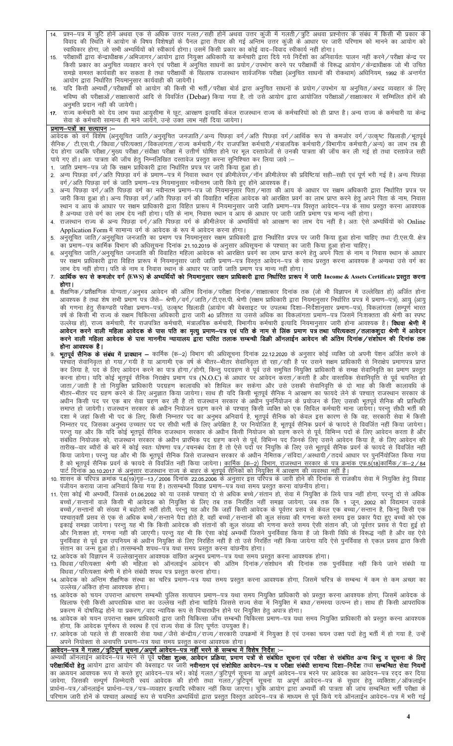14. प्रश्न–पत्र में त्रुटि होने अथवा एक से अधिक उत्तर गलत/सही होने अथवा उत्तर कुंजी में गलती/त्रुटि अथवा प्रश्नोत्तर के संबंध में किसी भी प्रकार के विवाद की स्थिति में आयोग के विषय विशेषज्ञों के पैनल द्वारा तैयार की गई अन्तिम उत्तर कुंजी के आधार पर जारी परिणाम को मानने का आयोग को स्वाधिकार होगा, जो सभी अभ्यर्थियों को स्वीकार्य होगा। उसमें किसी प्रकार का कोई वाद–विवाद स्वीकार्य नहीं होगा।
15. परीक्षार्थी द्वारा केन्द्राधीक्षक/अभिजागर/आयोग द्वारा नियुक्त अधिकारी या कर्मचारी द्वारा दिये गये निर्देशों का अनिवार्यतः पालन नहीं करने/परीक्षा केन्द्र पर किसी प्रकार का अनुचित व्यवहार करने एवं परीक्षा में अनुचित साधनों का प्रयोग/उपभोग करने पर परीक्षार्थी के विरूद्ध आयोग/केन्द्राधीक्षक जो भी उचित समझे समस्त कार्यवाही कर सकता है तथा परीक्षार्थी के खिलाफ राजस्थान सार्वजनिक परीक्षा (अनुचित साधनों की रोकथाम) अधिनियम, 1992 के अन्तर्गत आयोग द्वारा निर्धारित नियमानुसार कार्यवाही की जायेगी।
16. यदि किसी अभ्यर्थी/परीक्षार्थी को आयोग की किसी भी भर्ती/परीक्षा बोर्ड द्वारा अनुचित साधनों के प्रयोग/उपभोग या अनुचित/अभद्र व्यवहार के लिए भविष्य की परीक्षाओं/साक्षात्कारों आदि से विवर्जित (Debar) किया गया है, तो उसे आयोग द्वारा आयोजित परीक्षाओं/साक्षात्कार में सम्मिलित होने की अनुमति प्रदान नहीं की जायेगी।
17. राज्य कर्मचारी को देय लाभ यथा आयुसीमा में छूट, आरक्षण इत्यादि केवल राजस्थान राज्य के कर्मचारियों को ही प्राप्त है। अन्य राज्य के कर्मचारी या केन्द्र सेवा के कर्मचारी सामान्य ही माने जायेंगे, उन्हें उक्त लाभ नहीं दिया जायेगा।

**प्रमाण–पत्रों का सत्यापन :–**

आवेदक को वर्ग विशेष (अनुसूचित जाति/अनुसूचित जनजाति/अन्य पिछड़ा वर्ग/अति पिछड़ा वर्ग/आर्थिक रूप से कमजोर वर्ग/उत्कृष्ट खिलाड़ी/भूतपूर्व सैनिक/ टी.एस.पी./विधवा/परित्यक्ता/विकलांगता/राज्य कर्मचारी/गैर राजपत्रित कर्मचारी/मंत्रालयिक कर्मचारी/विभागीय कर्मचारी/अन्य) का लाभ तब ही देय होगा जबकि परीक्षा/मुख्य परीक्षा/संवीक्षा परीक्षा में उत्तीर्ण घोषित होने पर मूल दस्तावेजों से उनकी पात्रता की जाँच कर ली गई हो तथा दस्तावेज सही पाये गए हों। अतः पात्रता की जाँच हेतु निम्नलिखित दस्तावेज प्रस्तुत करना सुनिश्चित कर लिया जावे :–

1. जाति प्रमाण–पत्र जो कि सक्षम प्राधिकारी द्वारा निर्धारित प्रपत्र पर जारी किया हुआ हो।
2. अन्य पिछड़ा वर्ग/अति पिछड़ा वर्ग के प्रमाण–पत्र में निवास स्थान एवं क्रीमीलेयर/नॉन क्रीमीलेयर की प्रविष्टियां सही–सही एवं पूर्ण भरी गई है। अन्य पिछड़ा वर्ग/अति पिछड़ा वर्ग के जाति प्रमाण–पत्र नियमानुसार नवीनतम जारी किये हुए होने आवश्यक हैं।
3. अन्य पिछड़ा वर्ग/अति पिछड़ा वर्ग का नवीनतम प्रमाण–पत्र जो नियमानुसार पिता/माता की आय के आधार पर सक्षम अधिकारी द्वारा निर्धारित प्रपत्र पर जारी किया हुआ हो। अन्य पिछड़ा वर्ग/अति पिछड़ा वर्ग की विवाहित महिला आवेदक को आरक्षित प्रवर्ग का लाभ प्राप्त करने हेतु अपने पिता के नाम, निवास स्थान व आय के आधार पर सक्षम प्राधिकारी द्वारा विहित प्रारूप में नियमानुसार जारी जाति प्रमाण–पत्र विस्तृत आवेदन–पत्र के साथ प्रस्तुत करना आवश्यक है अन्यथा उसे वर्ग का लाभ देय नहीं होगा। पति के नाम, निवास स्थान व आय के आधार पर जारी जाति प्रमाण पत्र मान्य नहीं होगा।
4. राजस्थान राज्य के अन्य पिछड़ा वर्ग/अति पिछड़ा वर्ग के क्रीमीलेयर के अभ्यर्थियों को आरक्षण का लाभ देय नहीं है। अतः ऐसे अभ्यर्थियों को Online Application Form में सामान्य वर्ग के आवेदक के रूप में आवेदन करना होगा।
5. अनुसूचित जाति/अनुसूचित जनजाति का प्रमाण पत्र नियमानुसार सक्षम प्राधिकारी द्वारा निर्धारित प्रपत्र पर जारी किया हुआ होना चाहिए तथा टी.एस.पी. क्षेत्र का प्रमाण–पत्र कार्मिक विभाग की अधिसूचना दिनांक 21.10.2019 के अनुसार अधिसूचना के पश्चात् का जारी किया हुआ होना चाहिए।
6. अनुसूचित जाति/अनुसूचित जनजाति की विवाहित महिला आवेदक को आरक्षित प्रवर्ग का लाभ प्राप्त करने हेतु अपने पिता के नाम व निवास स्थान के आधार पर सक्षम प्राधिकारी द्वारा विहित प्रारूप में नियमानुसार जारी जाति प्रमाण–पत्र विस्तृत आवेदन–पत्र के साथ प्रस्तुत करना आवश्यक है अन्यथा उसे वर्ग का लाभ देय नहीं होगा। पति के नाम व निवास स्थान के आधार पर जारी जाति प्रमाण पत्र मान्य नहीं होगा।
7. **आर्थिक रूप से कमजोर वर्ग (EWS) के अभ्यर्थियों को नियमानुसार सक्षम प्राधिकारी द्वारा निर्धारित प्रारूप में जारी Income & Assets Certificate प्रस्तुत करना होगा।**
8. शैक्षणिक/प्रशैक्षणिक योग्यता/अनुभव आवेदन की अंतिम दिनांक/परीक्षा दिनांक/साक्षात्कार दिनांक तक (जो भी विज्ञापन में उल्लेखित हो) अर्जित होना आवश्यक है तथा शेष सभी प्रमाण पत्र जैसे– श्रेणी/वर्ग/जाति/टी.एस.पी. श्रेणी (सक्षम प्राधिकारी द्वारा नियमानुसार निर्धारित प्रपत्र में प्रमाण–पत्र), आयु (आयु की गणना हेतु सैकण्डरी परीक्षा प्रमाण–पत्र), उत्कृष्ट खिलाड़ी (आयोग की वेबसाइट पर उपलब्ध दिशा–निर्देशानुसार प्रमाण–पत्र), विकलांगता (सम्पूर्ण भारत वर्ष के किसी भी राज्य के सक्षम चिकित्सा अधिकारी द्वारा जारी 40 प्रतिशत या उससे अधिक का विकलांगता प्रमाण–पत्र जिसमें निःशक्तता की श्रेणी का स्पष्ट उल्लेख हो), राज्य कर्मचारी, गैर राजपत्रित कर्मचारी, मंत्रालयिक कर्मचारी, विभागीय कर्मचारी इत्यादि नियमानुसार जारी होना आवश्यक है। **विधवा श्रेणी में आवेदन करने वाली महिला आवेदक के पास पति का मृत्यु प्रमाण–पत्र एवं पति के नाम से लिंक प्रमाण पत्र तथा परित्यक्ता/तलाकशुदा श्रेणी में आवेदन करने वाली महिला आवेदक के पास माननीय न्यायालय द्वारा पारित तलाक सम्बन्धी डिक्री ऑनलाईन आवेदन की अंतिम दिनांक/संशोधन की दिनांक तक होना आवश्यक है।**
9. **भूतपूर्व सैनिक के संबंध में प्रावधान –** कार्मिक (क–2) विभाग की अधिसूचना दिनांक 22.12.2020 के अनुसार कोई व्यक्ति जो अपनी पेंशन अर्जित करने के पश्चात् सेवानिवृत्त हो गया/गयी है या आगामी एक वर्ष के भीतर–भीतर सेवानिवृत्त हो रहा/रही है या उसने सक्षम प्राधिकारी से निराक्षेप प्रमाणपत्र प्राप्त कर लिया है, पद के लिए आवेदन करने का पात्र होगा/होगी, किन्तु पदग्रहण से पूर्व उसे समुचित नियुक्ति प्राधिकारी के समक्ष सेवानिवृत्ति का प्रमाण प्रस्तुत करना होगा। यदि कोई भूतपूर्व सैनिक निराक्षेप प्रमाण पत्र (N.O.C) के आधार पर आवेदन करता/करती है और वास्तविक सेवानिवृत्ति से पूर्व चयनित हो जाता/जाती है तो नियुक्ति प्राधिकारी पदग्रहण कालावधि को शिथिल कर सकेगा और उसे उसकी सेवानिवृत्ति के दो माह की किसी कालावधि के भीतर–भीतर पद ग्रहण करने के लिए अनुज्ञात किया जायेगा। साथ ही यदि किसी भूतपूर्व सैनिक ने आरक्षण का फायदे लेने के पश्चात् राजस्थान सरकार के अधीन किसी पद पर एक बार सेवा ग्रहण कर ली है तो राजस्थान सरकार के अधीन पुनर्नियोजन के प्रयोजन के लिए उसकी भूतपूर्व सैनिक की प्रास्थिति समाप्त हो जायेगी। राजस्थान सरकार के अधीन नियोजन ग्रहण करने के पश्चात् किसी व्यक्ति को एक सिविल कर्मचारी माना जायेगा। परन्तु सीधी भर्ती की दशा में जहां किसी भी पद के लिए, किसी निम्नतर पद का अनुभव अनिवार्य है, भूतपूर्व सैनिक को केवल इस कारण से कि वह, सरकारी सेवा में किसी निम्नतर पद, जिसका अनुभव उच्चतर पद पर सीधी भर्ती के लिए अपेक्षित है, पर नियोजित है, भूतपूर्व सैनिक प्रवर्ग के फायदे से विवर्जित नहीं किया जायेगा। परन्तु यह और कि यदि कोई भूतपूर्व सैनिक राजस्थान सरकार के अधीन किसी नियोजन को ग्रहण करने से पूर्व, विभिन्न पदों के लिए आवेदन करता है और संबंधित नियोजक को, राजस्थान सरकार के अधीन प्रारंभिक पद ग्रहण करने से पूर्व, विभिन्न पद जिनके लिए उसने आवेदन किया है, के लिए आवेदन की तारीख–वार ब्यौरों के बारे में कोई स्वतः घोषणा पत्र/वचनबंध देता है तो ऐसे पदों पर नियुक्ति के लिए उसे भूतपूर्व सैनिक प्रवर्ग के फायदे से विवर्जित नहीं किया जायेगा। परन्तु यह और भी कि भूतपूर्व सैनिक जिसे राजस्थान सरकार के अधीन नैमित्तक/संविदा/अस्थायी/तदर्थ आधार पर पुनर्नियोजित किया गया है को भूतपूर्व सैनिक प्रवर्ग के फायदे से विवर्जित नहीं किया जायेगा। <u>कार्मिक (क–2) विभाग, राजस्थान सरकार के पत्र क्रमांक एफ.5(18)कार्मिक/क–2/84 पार्ट दिनांक 30.10.2017 के अनुसार राजस्थान राज्य के बाहर के भूतपूर्व सैनिकों को नियुक्ति में आरक्षण की व्यवस्था नहीं है।</u>
10. शासन के परिपत्र क्रमांक प.6(19)गृह–13/2006 दिनांक 22.05.2006 के अनुसार इस परिपत्र के जारी होने की दिनांक से राजकीय सेवा में नियुक्ति हेतु विवाह पंजीयन कराया जाना अनिवार्य किया गया है। तत्सम्बन्धी विवाह प्रमाण–पत्र यथा समय प्रस्तुत करना वांछनीय होगा।
11. ऐसा कोई भी अभ्यर्थी, जिसके 01.06.2002 को या उसके पश्चात् दो से अधिक बच्चे/संतान हो, सेवा में नियुक्ति के लिये पात्र नहीं होगा, परन्तु दो से अधिक बच्चों/सन्तानों वाले किसी भी आवेदक को नियुक्ति के लिए तब तक निरर्हित नहीं समझा जायेगा, जब तक कि 1 जून, 2002 को विद्यमान उसके बच्चों/सन्तानों की संख्या में बढ़ोतरी नहीं होती, परन्तु यह और कि जहाँ किसी आवेदक के पूर्वतर प्रसव से केवल एक बच्चा/सन्तान है, किन्तु किसी एक पश्चात्वर्ती प्रसव से एक से अधिक बच्चे/सन्तानें पैदा होते है, वहाँ बच्चों/सन्तानों की कुल संख्या की गणना करते समय इस प्रकार पैदा हुए बच्चों को एक इकाई समझा जायेगा। परन्तु यह भी कि किसी आवेदक की संतानों की कुल संख्या की गणना करते समय ऐसी संतान की, जो पूर्वतर प्रसव से पैदा हुई हो और निःशक्त हो, गणना नहीं की जाएगी। परन्तु यह भी कि ऐसा कोई अभ्यर्थी जिसने पुनर्विवाह किया है जो किसी विधि के विरूद्ध नहीं है और वह ऐसे पुनर्विवाह से पूर्व इस उपनियम के अधीन नियुक्ति के लिए निरर्हित नहीं है तो उसे निरर्हित नहीं किया जायेगा यदि ऐसे पुनर्विवाह से एकल प्रसव द्वारा किसी संतान का जन्म हुआ हो। तत्सम्बन्धी शपथ–पत्र यथा समय प्रस्तुत करना वांछनीय होगा।
12. आवेदक को विज्ञापन में उल्लेखानुसार आवश्यक वांछित अनुभव प्रमाण–पत्र यथा समय प्रस्तुत करना आवश्यक होगा।
13. विधवा/परित्यक्ता श्रेणी की महिला को ऑनलाईन आवेदन की अंतिम दिनांक/संशोधन की दिनांक तक पुनर्विवाह नहीं किये जाने संबंधी या विधवा/परित्यक्ता श्रेणी में होने संबंधी शपथ पत्र प्रस्तुत करना होगा।
14. आवेदक को अन्तिम शैक्षणिक संस्था का चरित्र प्रमाण–पत्र यथा समय प्रस्तुत करना आवश्यक होगा, जिसमें चरित्र के सम्बन्ध में कम से कम अच्छा का उल्लेख/अंकित होना आवश्यक होगा।
15. आवेदक को चयन उपरान्त आचरण सम्बन्धी पुलिस सत्यापन प्रमाण–पत्र यथा समय नियुक्ति प्राधिकारी को प्रस्तुत करना आवश्यक होगा, जिसमें आवेदक के खिलाफ ऐसी किसी आपराधिक धारा का उल्लेख नहीं होना चाहिये जिससे राज्य सेवा में नियुक्ति में बाधा/समस्या उत्पन्न हो। साथ ही किसी आपराधिक प्रकरण में दोषसिद्ध होने या प्रकरण/वाद न्यायिक रूप से विचाराधीन होने पर नियुक्ति हेतु अपात्र होगा।
16. आवेदक को चयन उपरान्त सक्षम प्राधिकारी द्वारा जारी चिकित्सा जाँच सम्बन्धी चिकित्सा प्रमाण–पत्र यथा समय नियुक्ति प्राधिकारी को प्रस्तुत करना आवश्यक होगा, कि आवेदक पूर्णरूप से स्वस्थ है एवं राज्य सेवा के लिए पूर्णतः उपयुक्त है।
17. आवेदक जो पहले से ही सरकारी सेवा यथा/जैसे केन्द्रीय/राज्य/सरकारी उपक्रमों में नियुक्त है एवं उनका चयन उक्त पदों हेतु भर्ती में हो गया है, उन्हें अपने नियोक्ता से अनापत्ति प्रमाण–पत्र यथा समय प्रस्तुत करना आवश्यक होगा।

**आवेदन–पत्र में गलत/त्रुटिपूर्ण सूचना/अपूर्ण आवेदन–पत्र नहीं भरने के सम्बन्ध में विशेष निर्देश :–**

अभ्यर्थी ऑनलाईन आवेदन–पत्र भरने से पूर्व **परीक्षा शुल्क, आवेदन प्रक्रिया, प्रमाण पत्रों से संबंधित सूचना एवं परीक्षा से संबंधित अन्य बिन्दु व सूचना के लिए परीक्षार्थियों हेतु** आयोग द्वारा आयोग की वेबसाइट पर जारी **नवीनतम एवं संशोधित आवेदन–पत्र व परीक्षा संबंधी सामान्य दिशा–निर्देश** तथा **सम्बन्धित सेवा नियमों** का अध्ययन आवश्यक रूप से करते हुए आवेदन–पत्र भरें। कोई गलत/त्रुटिपूर्ण सूचना या अपूर्ण आवेदन–पत्र भरने पर आवेदक का आवेदन–पत्र रद्द कर दिया जावेगा, जिसकी सम्पूर्ण जिम्मेदारी स्वयं आवेदक की होगी तथा गलत/त्रुटिपूर्ण सूचना या अपूर्ण आवेदन–पत्र के सुधार हेतु व्यक्तिशः/ऑफलाईन प्रार्थना–पत्र/ऑनलाईन प्रार्थना–पत्र/पत्र–व्यवहार इत्यादि स्वीकार नहीं किया जाएगा। चूंकि आयोग द्वारा अभ्यर्थी की पात्रता की जांच सम्बन्धित भर्ती परीक्षा के परिणाम जारी होने के पश्चात् अस्थाई रूप से चयनित अभ्यर्थियों द्वारा प्रस्तुत विस्तृत आवेदन–पत्र के माध्यम से पूर्व किये गये ऑनलाईन आवेदन–पत्र में भरी गई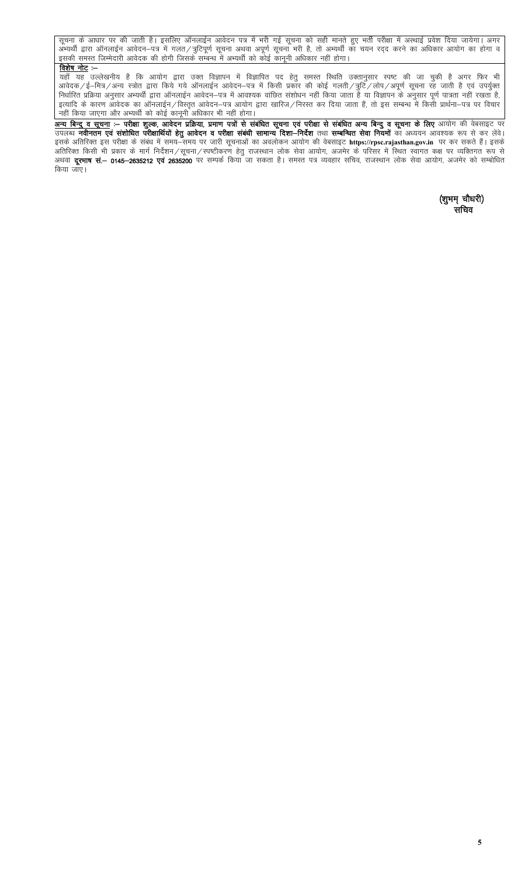सूचना के आधार पर की जाती है। इसलिए ऑनलाईन आवेदन पत्र में भरी गई सूचना को सही मानते हुए भर्ती परीक्षा में अस्थाई प्रवेश दिया जायेगा। अगर अभ्यर्थी द्वारा ऑनलाईन आवेदन–पत्र में गलत/त्रुटिपूर्ण सूचना अथवा अपूर्ण सूचना भरी है, तो अभ्यर्थी का चयन रद्द करने का अधिकार आयोग का होगा व इसकी समस्त जिम्मेदारी आवेदक की होगी जिसके सम्बन्ध में अभ्यर्थी को कोई कानूनी अधिकार नहीं होगा।

**विशेष नोट** :–
यहाँ यह उल्लेखनीय है कि आयोग द्वारा उक्त विज्ञापन में विज्ञापित पद हेतु समस्त स्थिति उक्तानुसार स्पष्ट की जा चुकी है अगर फिर भी आवेदक/ई–मित्र/अन्य स्त्रोत द्वारा किये गये ऑनलाईन आवेदन–पत्र में किसी प्रकार की कोई गलती/त्रुटि/लोप/अपूर्ण सूचना रह जाती है एवं उपर्युक्त निर्धारित प्रक्रिया अनुसार अभ्यर्थी द्वारा ऑनलाईन आवेदन–पत्र में आवश्यक वांछित संशोधन नहीं किया जाता है या विज्ञापन के अनुसार पूर्ण पात्रता नहीं रखता है, इत्यादि के कारण आवेदक का ऑनलाईन/विस्तृत आवेदन–पत्र आयोग द्वारा खारिज/निरस्त कर दिया जाता हैं, तो इस सम्बन्ध में किसी प्रार्थना–पत्र पर विचार नहीं किया जाएगा और अभ्यर्थी को कोई कानूनी अधिकार भी नहीं होगा।

**अन्य बिन्दु व सूचना :– परीक्षा शुल्क, आवेदन प्रक्रिया, प्रमाण पत्रों से संबंधित सूचना एवं परीक्षा से संबंधित अन्य बिन्दु व सूचना के लिए** आयोग की वेबसाइट पर उपलब्ध **नवीनतम एवं संशोधित परीक्षार्थियों हेतु आवेदन व परीक्षा संबंधी सामान्य दिशा–निर्देश** तथा **सम्बन्धित सेवा नियमों** का अध्ययन आवश्यक रूप से कर लेंवे। इसके अतिरिक्त इस परीक्षा के संबंध में समय–समय पर जारी सूचनाओं का अवलोकन आयोग की वेबसाइट **https://rpsc.rajasthan.gov.in** पर कर सकते हैं। इसके अतिरिक्त किसी भी प्रकार के मार्ग निर्देशन/सूचना/स्पष्टीकरण हेतु राजस्थान लोक सेवा आयोग, अजमेर के परिसर में स्थित स्वागत कक्ष पर व्यक्तिगत रूप से अथवा **दूरभाष सं.– 0145–2635212 एवं 2635200** पर सम्पर्क किया जा सकता है। समस्त पत्र व्यवहार सचिव, राजस्थान लोक सेवा आयोग, अजमेर को सम्बोधित किया जाए।

**(शुभम् चौधरी)**
**सचिव**